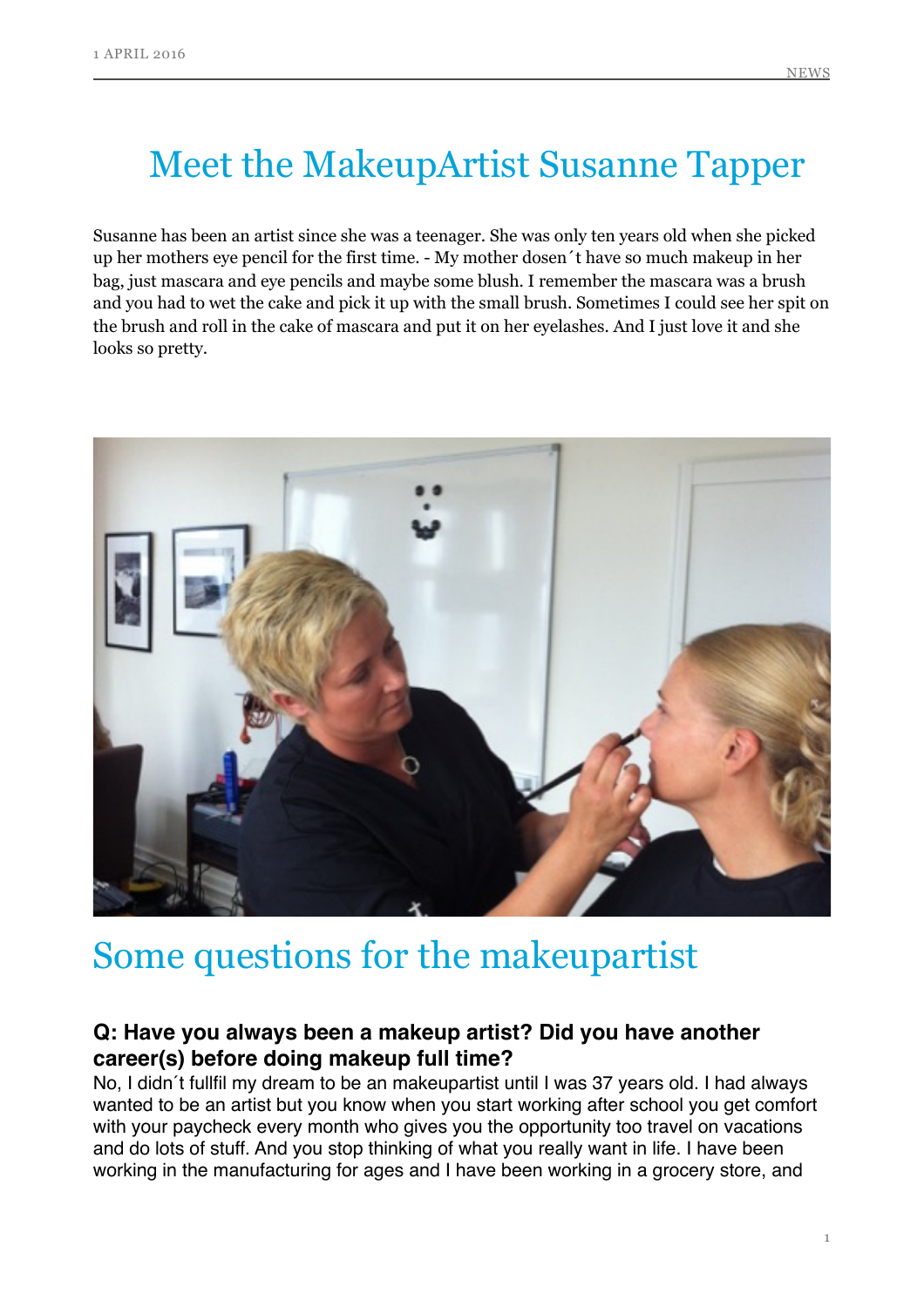# Meet the MakeupArtist Susanne Tapper

Susanne has been an artist since she was a teenager. She was only ten years old when she picked up her mothers eye pencil for the first time. - My mother dosen´t have so much makeup in her bag, just mascara and eye pencils and maybe some blush. I remember the mascara was a brush and you had to wet the cake and pick it up with the small brush. Sometimes I could see her spit on the brush and roll in the cake of mascara and put it on her eyelashes. And I just love it and she looks so pretty.

## Some questions for the makeupartist

### Q: Have you always been a makeup artist? Did you have another career(s) before doing makeup full time?

No, I didn´t fullfil my dream to be an makeupartist until I was 37 years old. I had always wanted to be an artist but you know when you start working after school you get comfort with your paycheck every month who gives you the opportunity too travel on vacations and do lots of stuff. And you stop thinking of what you really want in life. I have been working in the manufacturing for ages and I have been working in a grocery store, and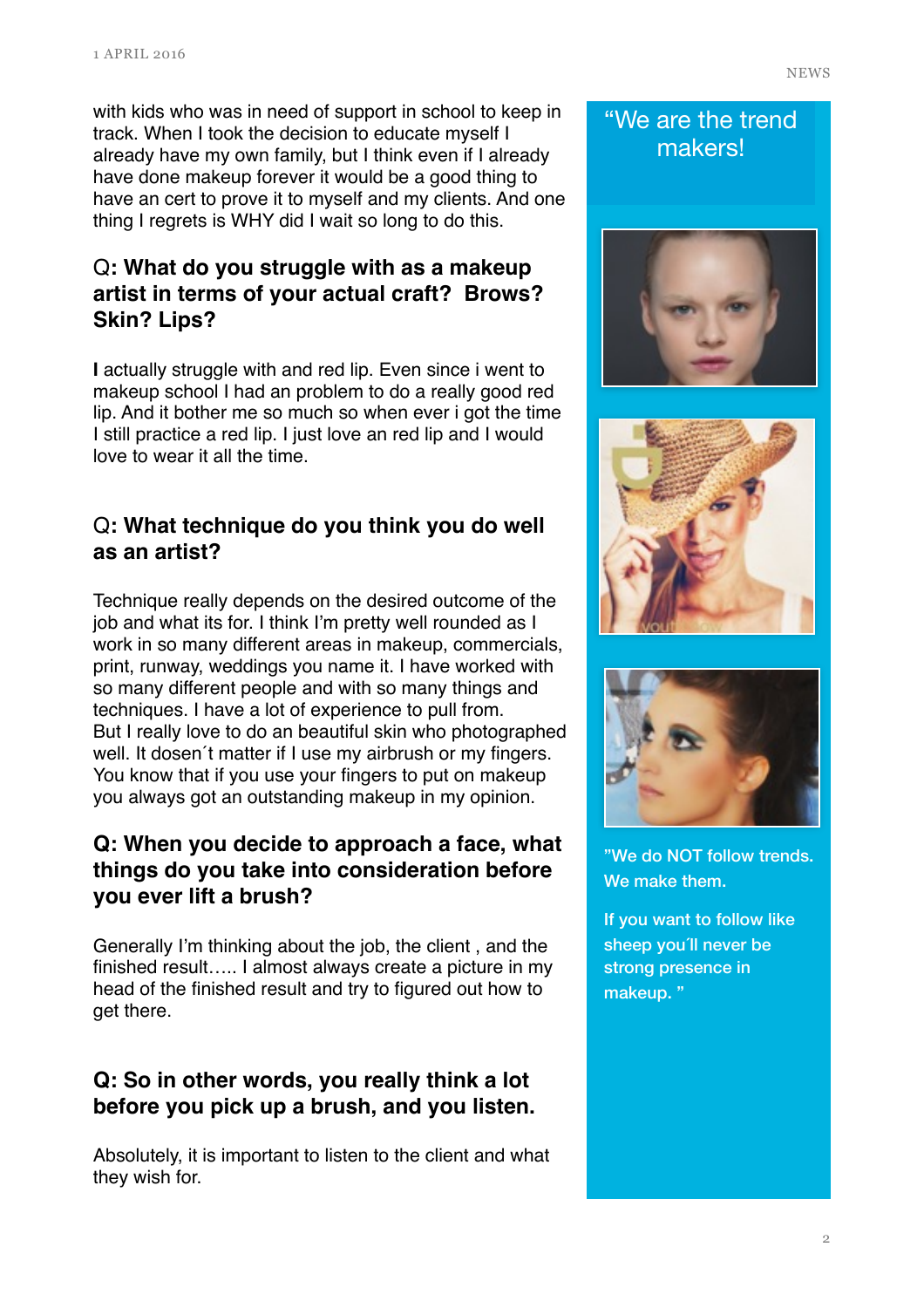with kids who was in need of support in school to keep in track. When I took the decision to educate myself I already have my own family, but I think even if I already have done makeup forever it would be a good thing to have an cert to prove it to myself and my clients. And one thing I regrets is WHY did I wait so long to do this.

### Q: What do you struggle with as a makeup artist in terms of your actual craft? Brows? Skin? Lips?

I actually struggle with and red lip. Even since i went to makeup school I had an problem to do a really good red lip. And it bother me so much so when ever i got the time I still practice a red lip. I just love an red lip and I would love to wear it all the time.

### Q: What technique do you think you do well as an artist?

Technique really depends on the desired outcome of the job and what its for. I think I'm pretty well rounded as I work in so many different areas in makeup, commercials, print, runway, weddings you name it. I have worked with so many different people and with so many things and techniques. I have a lot of experience to pull from. But I really love to do an beautiful skin who photographed well. It dosen´t matter if I use my airbrush or my fingers. You know that if you use your fingers to put on makeup you always got an outstanding makeup in my opinion.

### Q: When you decide to approach a face, what things do you take into consideration before you ever lift a brush?

Generally I'm thinking about the job, the client , and the finished result….. I almost always create a picture in my head of the finished result and try to figured out how to get there.

### Q: So in other words, you really think a lot before you pick up a brush, and you listen.

Absolutely, it is important to listen to the client and what they wish for.

"We are the trend makers!

"We do NOT follow trends. We make them.

If you want to follow like sheep you´ll never be strong presence in makeup. "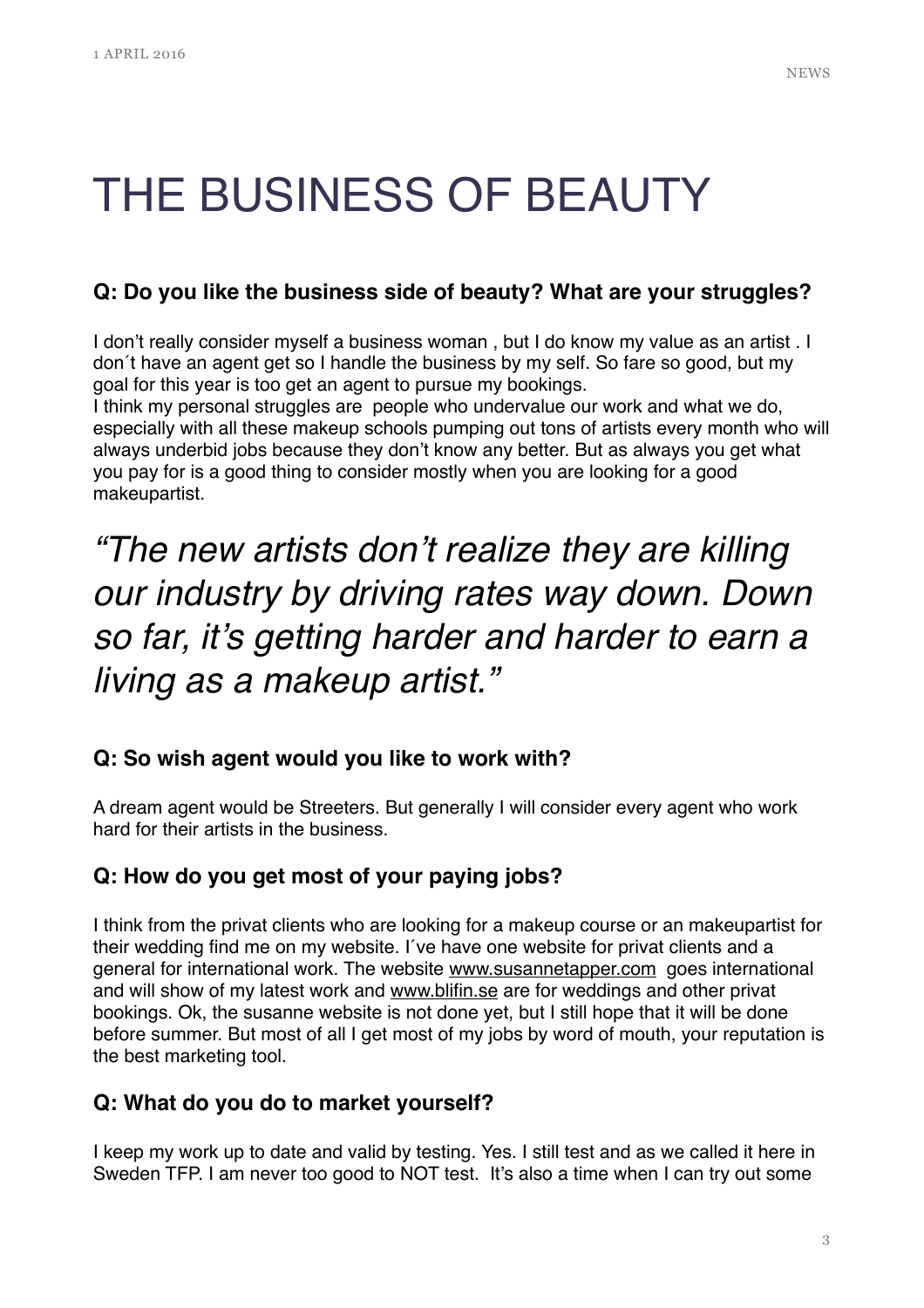# THE BUSINESS OF BEAUTY

### Q: Do you like the business side of beauty? What are your struggles?

I don't really consider myself a business woman , but I do know my value as an artist . I don´t have an agent get so I handle the business by my self. So fare so good, but my goal for this year is too get an agent to pursue my bookings.
I think my personal struggles are people who undervalue our work and what we do, especially with all these makeup schools pumping out tons of artists every month who will always underbid jobs because they don't know any better. But as always you get what you pay for is a good thing to consider mostly when you are looking for a good makeupartist.

> *"The new artists don't realize they are killing our industry by driving rates way down. Down so far, it's getting harder and harder to earn a living as a makeup artist."*

### Q: So wish agent would you like to work with?

A dream agent would be Streeters. But generally I will consider every agent who work hard for their artists in the business.

### Q: How do you get most of your paying jobs?

I think from the privat clients who are looking for a makeup course or an makeupartist for their wedding find me on my website. I´ve have one website for privat clients and a general for international work. The website www.susannetapper.com goes international and will show of my latest work and www.blifin.se are for weddings and other privat bookings. Ok, the susanne website is not done yet, but I still hope that it will be done before summer. But most of all I get most of my jobs by word of mouth, your reputation is the best marketing tool.

### Q: What do you do to market yourself?

I keep my work up to date and valid by testing. Yes. I still test and as we called it here in Sweden TFP. I am never too good to NOT test. It's also a time when I can try out some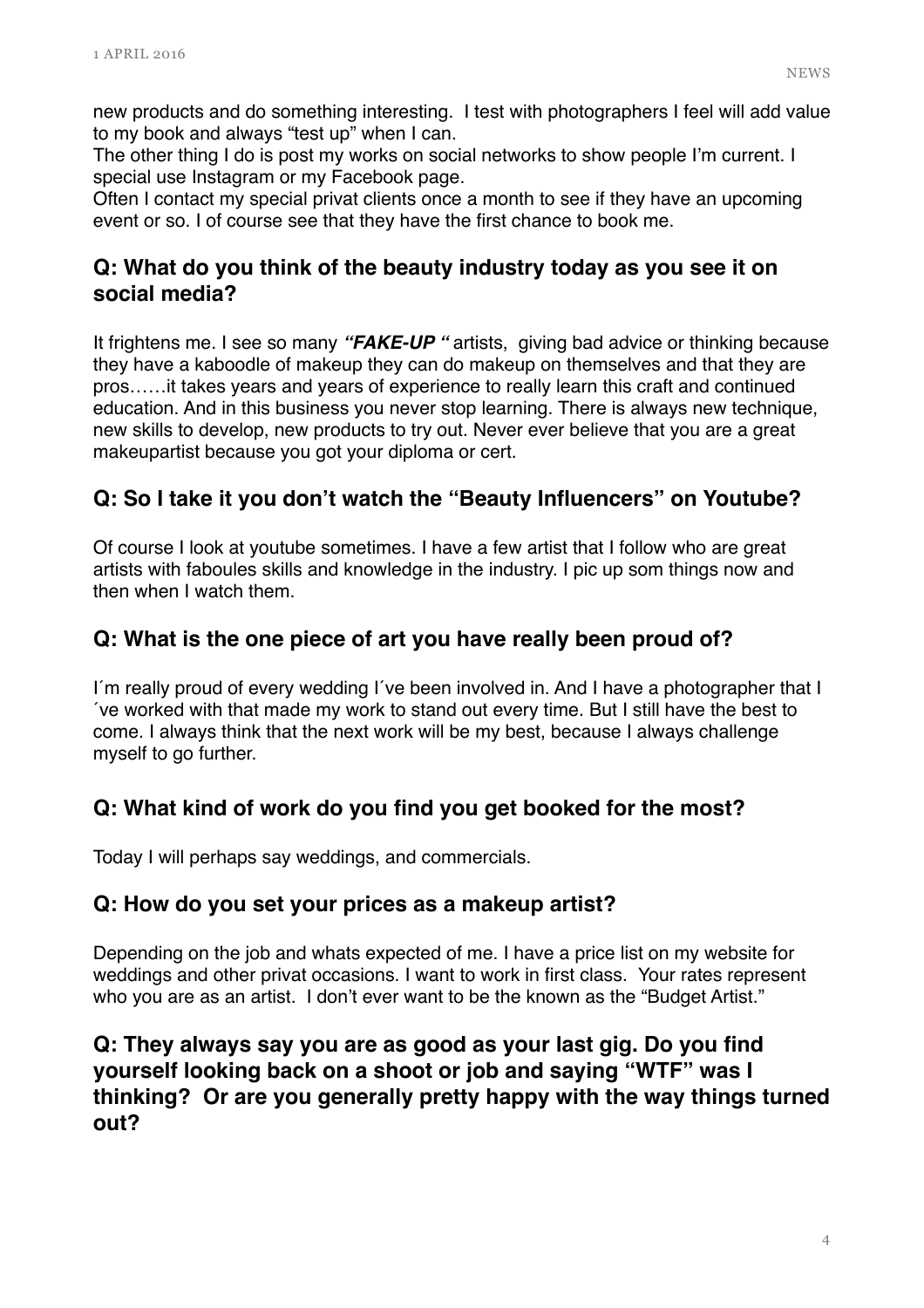new products and do something interesting. I test with photographers I feel will add value to my book and always "test up" when I can.
The other thing I do is post my works on social networks to show people I'm current. I special use Instagram or my Facebook page.
Often I contact my special privat clients once a month to see if they have an upcoming event or so. I of course see that they have the first chance to book me.

### Q: What do you think of the beauty industry today as you see it on social media?

It frightens me. I see so many ***"FAKE-UP "*** artists, giving bad advice or thinking because they have a kaboodle of makeup they can do makeup on themselves and that they are pros……it takes years and years of experience to really learn this craft and continued education. And in this business you never stop learning. There is always new technique, new skills to develop, new products to try out. Never ever believe that you are a great makeupartist because you got your diploma or cert.

### Q: So I take it you don't watch the "Beauty Influencers" on Youtube?

Of course I look at youtube sometimes. I have a few artist that I follow who are great artists with faboules skills and knowledge in the industry. I pic up som things now and then when I watch them.

### Q: What is the one piece of art you have really been proud of?

I´m really proud of every wedding I´ve been involved in. And I have a photographer that I ´ve worked with that made my work to stand out every time. But I still have the best to come. I always think that the next work will be my best, because I always challenge myself to go further.

### Q: What kind of work do you find you get booked for the most?

Today I will perhaps say weddings, and commercials.

### Q: How do you set your prices as a makeup artist?

Depending on the job and whats expected of me. I have a price list on my website for weddings and other privat occasions. I want to work in first class. Your rates represent who you are as an artist. I don't ever want to be the known as the "Budget Artist."

### Q: They always say you are as good as your last gig. Do you find yourself looking back on a shoot or job and saying "WTF" was I thinking? Or are you generally pretty happy with the way things turned out?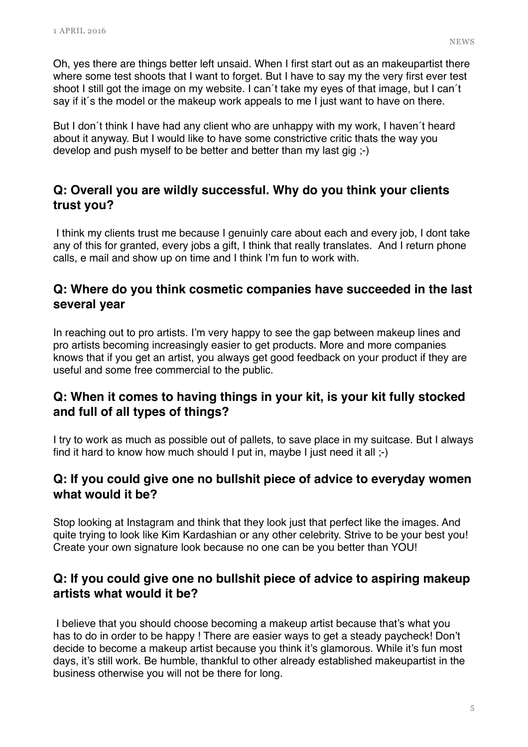Oh, yes there are things better left unsaid. When I first start out as an makeupartist there where some test shoots that I want to forget. But I have to say my the very first ever test shoot I still got the image on my website. I can´t take my eyes of that image, but I can´t say if it´s the model or the makeup work appeals to me I just want to have on there.

But I don´t think I have had any client who are unhappy with my work, I haven´t heard about it anyway. But I would like to have some constrictive critic thats the way you develop and push myself to be better and better than my last gig ;-)

### Q: Overall you are wildly successful. Why do you think your clients trust you?

I think my clients trust me because I genuinly care about each and every job, I dont take any of this for granted, every jobs a gift, I think that really translates. And I return phone calls, e mail and show up on time and I think I'm fun to work with.

### Q: Where do you think cosmetic companies have succeeded in the last several year

In reaching out to pro artists. I'm very happy to see the gap between makeup lines and pro artists becoming increasingly easier to get products. More and more companies knows that if you get an artist, you always get good feedback on your product if they are useful and some free commercial to the public.

### Q: When it comes to having things in your kit, is your kit fully stocked and full of all types of things?

I try to work as much as possible out of pallets, to save place in my suitcase. But I always find it hard to know how much should I put in, maybe I just need it all ;-)

### Q: If you could give one no bullshit piece of advice to everyday women what would it be?

Stop looking at Instagram and think that they look just that perfect like the images. And quite trying to look like Kim Kardashian or any other celebrity. Strive to be your best you! Create your own signature look because no one can be you better than YOU!

### Q: If you could give one no bullshit piece of advice to aspiring makeup artists what would it be?

I believe that you should choose becoming a makeup artist because that's what you has to do in order to be happy ! There are easier ways to get a steady paycheck! Don't decide to become a makeup artist because you think it's glamorous. While it's fun most days, it's still work. Be humble, thankful to other already established makeupartist in the business otherwise you will not be there for long.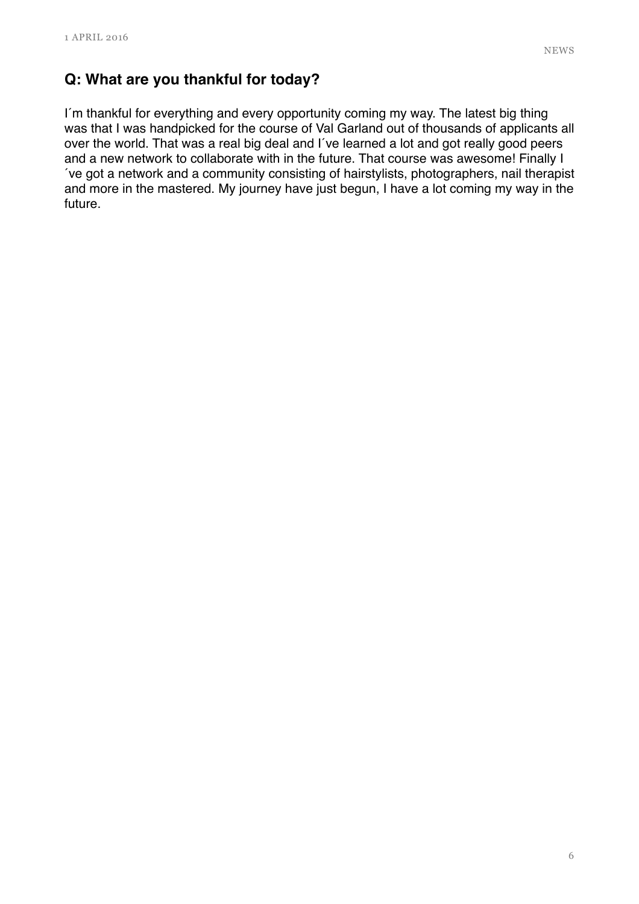## Q: What are you thankful for today?

I´m thankful for everything and every opportunity coming my way. The latest big thing was that I was handpicked for the course of Val Garland out of thousands of applicants all over the world. That was a real big deal and I´ve learned a lot and got really good peers and a new network to collaborate with in the future. That course was awesome! Finally I ´ve got a network and a community consisting of hairstylists, photographers, nail therapist and more in the mastered. My journey have just begun, I have a lot coming my way in the future.